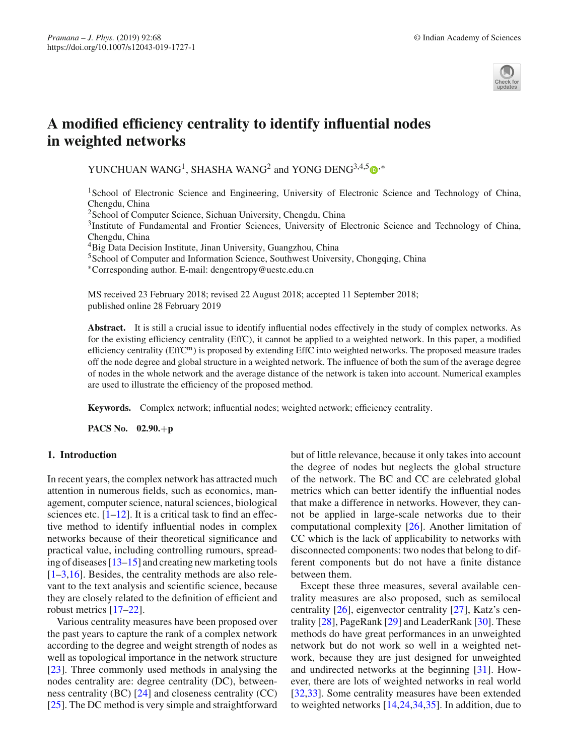# A modified efficiency centrality to identify influential nodes in weighted networks

YUNCHUAN WANG[1], SHASHA WANG[2] and YONG DENG[3,4,5,*]

[1]School of Electronic Science and Engineering, University of Electronic Science and Technology of China, Chengdu, China
[2]School of Computer Science, Sichuan University, Chengdu, China
[3]Institute of Fundamental and Frontier Sciences, University of Electronic Science and Technology of China, Chengdu, China
[4]Big Data Decision Institute, Jinan University, Guangzhou, China
[5]School of Computer and Information Science, Southwest University, Chongqing, China
[*]Corresponding author. E-mail: dengentropy@uestc.edu.cn

MS received 23 February 2018; revised 22 August 2018; accepted 11 September 2018; published online 28 February 2019

**Abstract.** It is still a crucial issue to identify influential nodes effectively in the study of complex networks. As for the existing efficiency centrality (EffC), it cannot be applied to a weighted network. In this paper, a modified efficiency centrality ($\mathrm{EffC}^{\mathrm{m}}$) is proposed by extending EffC into weighted networks. The proposed measure trades off the node degree and global structure in a weighted network. The influence of both the sum of the average degree of nodes in the whole network and the average distance of the network is taken into account. Numerical examples are used to illustrate the efficiency of the proposed method.

**Keywords.** Complex network; influential nodes; weighted network; efficiency centrality.

**PACS No.** 02.90.+p

## 1. Introduction

In recent years, the complex network has attracted much attention in numerous fields, such as economics, management, computer science, natural sciences, biological sciences etc. [1–12]. It is a critical task to find an effective method to identify influential nodes in complex networks because of their theoretical significance and practical value, including controlling rumours, spreading of diseases [13–15] and creating new marketing tools [1–3,16]. Besides, the centrality methods are also relevant to the text analysis and scientific science, because they are closely related to the definition of efficient and robust metrics [17–22].

Various centrality measures have been proposed over the past years to capture the rank of a complex network according to the degree and weight strength of nodes as well as topological importance in the network structure [23]. Three commonly used methods in analysing the nodes centrality are: degree centrality (DC), betweenness centrality (BC) [24] and closeness centrality (CC) [25]. The DC method is very simple and straightforward but of little relevance, because it only takes into account the degree of nodes but neglects the global structure of the network. The BC and CC are celebrated global metrics which can better identify the influential nodes that make a difference in networks. However, they cannot be applied in large-scale networks due to their computational complexity [26]. Another limitation of CC which is the lack of applicability to networks with disconnected components: two nodes that belong to different components but do not have a finite distance between them.

Except these three measures, several available centrality measures are also proposed, such as semilocal centrality [26], eigenvector centrality [27], Katz's centrality [28], PageRank [29] and LeaderRank [30]. These methods do have great performances in an unweighted network but do not work so well in a weighted network, because they are just designed for unweighted and undirected networks at the beginning [31]. However, there are lots of weighted networks in real world [32,33]. Some centrality measures have been extended to weighted networks [14,24,34,35]. In addition, due to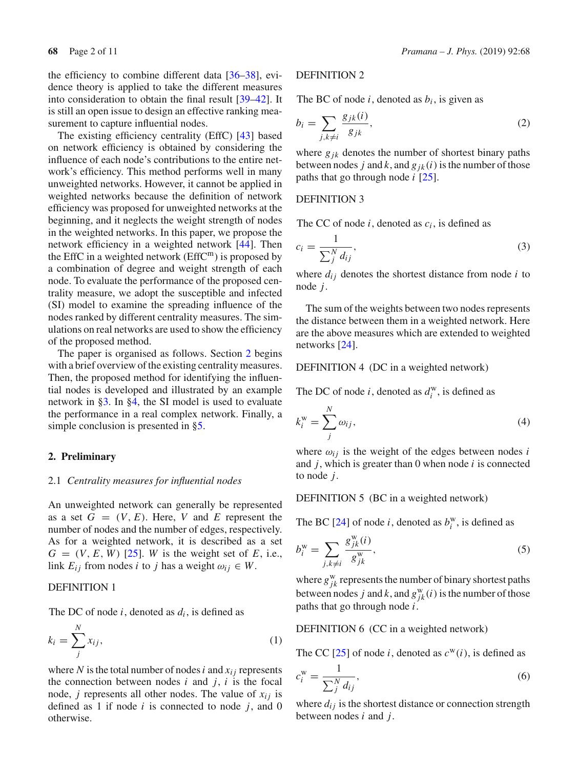the efficiency to combine different data [36–38], evidence theory is applied to take the different measures into consideration to obtain the final result [39–42]. It is still an open issue to design an effective ranking measurement to capture influential nodes.

The existing efficiency centrality (EffC) [43] based on network efficiency is obtained by considering the influence of each node's contributions to the entire network's efficiency. This method performs well in many unweighted networks. However, it cannot be applied in weighted networks because the definition of network efficiency was proposed for unweighted networks at the beginning, and it neglects the weight strength of nodes in the weighted networks. In this paper, we propose the network efficiency in a weighted network [44]. Then the EffC in a weighted network (EffC$^{\mathrm{m}}$) is proposed by a combination of degree and weight strength of each node. To evaluate the performance of the proposed centrality measure, we adopt the susceptible and infected (SI) model to examine the spreading influence of the nodes ranked by different centrality measures. The simulations on real networks are used to show the efficiency of the proposed method.

The paper is organised as follows. Section 2 begins with a brief overview of the existing centrality measures. Then, the proposed method for identifying the influential nodes is developed and illustrated by an example network in §3. In §4, the SI model is used to evaluate the performance in a real complex network. Finally, a simple conclusion is presented in §5.

## 2. Preliminary

### 2.1 *Centrality measures for influential nodes*

An unweighted network can generally be represented as a set $G = (V, E)$. Here, $V$ and $E$ represent the number of nodes and the number of edges, respectively. As for a weighted network, it is described as a set $G = (V, E, W)$ [25]. $W$ is the weight set of $E$, i.e., link $E_{ij}$ from nodes $i$ to $j$ has a weight $\omega_{ij} \in W$.

DEFINITION 1

The DC of node $i$, denoted as $d_i$, is defined as

$$k_i = \sum_{j}^{N} x_{ij}, \tag{1}$$

where $N$ is the total number of nodes $i$ and $x_{ij}$ represents the connection between nodes $i$ and $j$, $i$ is the focal node, $j$ represents all other nodes. The value of $x_{ij}$ is defined as 1 if node $i$ is connected to node $j$, and 0 otherwise.

DEFINITION 2

The BC of node $i$, denoted as $b_i$, is given as

$$b_i = \sum_{j,k \neq i} \frac{g_{jk}(i)}{g_{jk}}, \tag{2}$$

where $g_{jk}$ denotes the number of shortest binary paths between nodes $j$ and $k$, and $g_{jk}(i)$ is the number of those paths that go through node $i$ [25].

DEFINITION 3

The CC of node $i$, denoted as $c_i$, is defined as

$$c_i = \frac{1}{\sum_{j}^{N} d_{ij}}, \tag{3}$$

where $d_{ij}$ denotes the shortest distance from node $i$ to node $j$.

The sum of the weights between two nodes represents the distance between them in a weighted network. Here are the above measures which are extended to weighted networks [24].

DEFINITION 4 (DC in a weighted network)

The DC of node $i$, denoted as $d_i^{\mathrm{w}}$, is defined as

$$k_i^{\mathrm{w}} = \sum_{j}^{N} \omega_{ij}, \tag{4}$$

where $\omega_{ij}$ is the weight of the edges between nodes $i$ and $j$, which is greater than 0 when node $i$ is connected to node $j$.

DEFINITION 5 (BC in a weighted network)

The BC [24] of node $i$, denoted as $b_i^{\mathrm{w}}$, is defined as

$$b_i^{\mathrm{w}} = \sum_{j,k \neq i} \frac{g_{jk}^{\mathrm{w}}(i)}{g_{jk}^{\mathrm{w}}}, \tag{5}$$

where $g_{jk}^{\mathrm{w}}$ represents the number of binary shortest paths between nodes $j$ and $k$, and $g_{jk}^{\mathrm{w}}(i)$ is the number of those paths that go through node $i$.

DEFINITION 6 (CC in a weighted network)

The CC [25] of node $i$, denoted as $c^{\mathrm{w}}(i)$, is defined as

$$c_i^{\mathrm{w}} = \frac{1}{\sum_{j}^{N} d_{ij}}, \tag{6}$$

where $d_{ij}$ is the shortest distance or connection strength between nodes $i$ and $j$.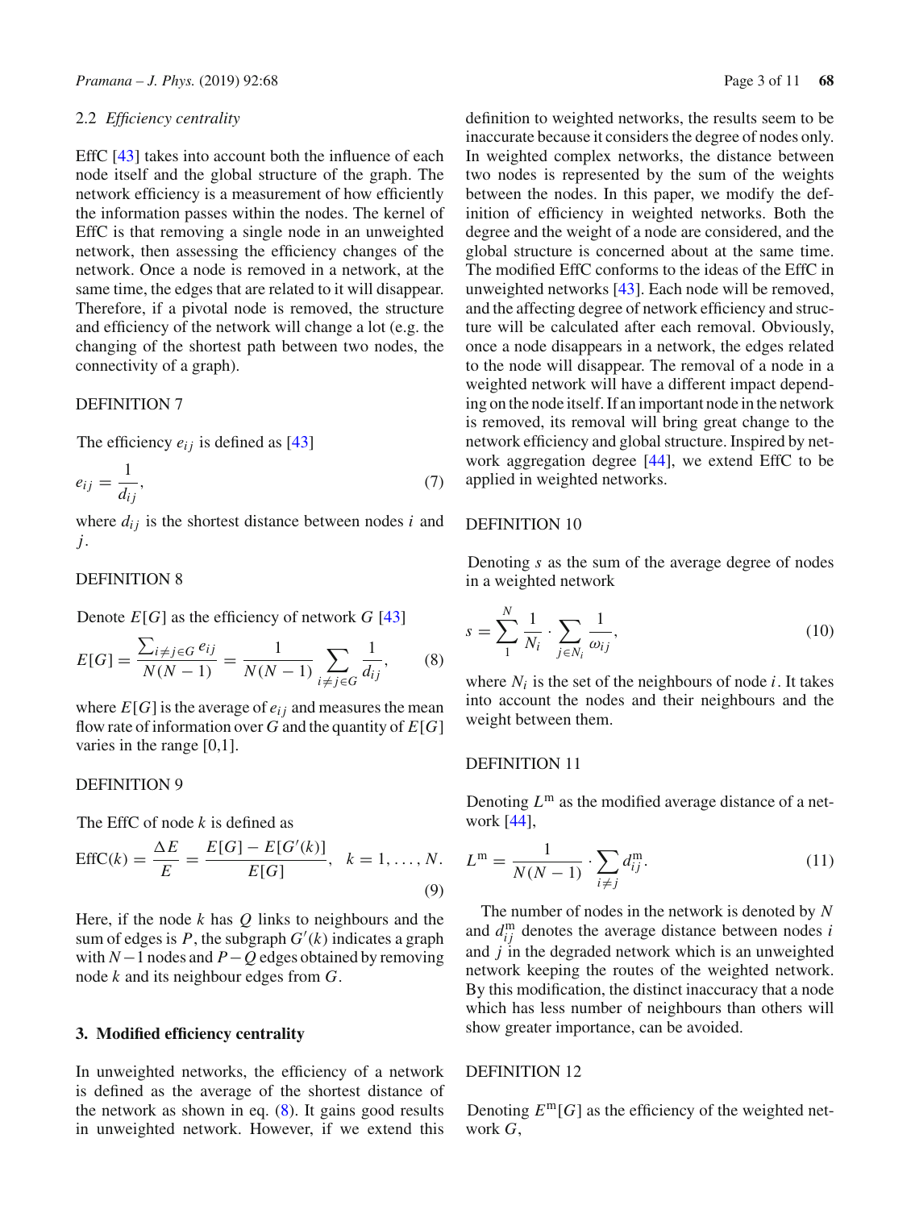### 2.2 *Efficiency centrality*

EffC [43] takes into account both the influence of each node itself and the global structure of the graph. The network efficiency is a measurement of how efficiently the information passes within the nodes. The kernel of EffC is that removing a single node in an unweighted network, then assessing the efficiency changes of the network. Once a node is removed in a network, at the same time, the edges that are related to it will disappear. Therefore, if a pivotal node is removed, the structure and efficiency of the network will change a lot (e.g. the changing of the shortest path between two nodes, the connectivity of a graph).

DEFINITION 7

The efficiency $e_{ij}$ is defined as [43]

$$e_{ij} = \frac{1}{d_{ij}}, \tag{7}$$

where $d_{ij}$ is the shortest distance between nodes $i$ and $j$.

DEFINITION 8

Denote $E[G]$ as the efficiency of network $G$ [43]

$$E[G] = \frac{\sum_{i \neq j \in G} e_{ij}}{N(N-1)} = \frac{1}{N(N-1)} \sum_{i \neq j \in G} \frac{1}{d_{ij}}, \tag{8}$$

where $E[G]$ is the average of $e_{ij}$ and measures the mean flow rate of information over $G$ and the quantity of $E[G]$ varies in the range [0,1].

DEFINITION 9

The EffC of node $k$ is defined as

$$\text{EffC}(k) = \frac{\Delta E}{E} = \frac{E[G] - E[G'(k)]}{E[G]}, \quad k = 1, \ldots, N. \tag{9}$$

Here, if the node $k$ has $Q$ links to neighbours and the sum of edges is $P$, the subgraph $G'(k)$ indicates a graph with $N-1$ nodes and $P-Q$ edges obtained by removing node $k$ and its neighbour edges from $G$.

## 3. Modified efficiency centrality

In unweighted networks, the efficiency of a network is defined as the average of the shortest distance of the network as shown in eq. (8). It gains good results in unweighted network. However, if we extend this definition to weighted networks, the results seem to be inaccurate because it considers the degree of nodes only. In weighted complex networks, the distance between two nodes is represented by the sum of the weights between the nodes. In this paper, we modify the definition of efficiency in weighted networks. Both the degree and the weight of a node are considered, and the global structure is concerned about at the same time. The modified EffC conforms to the ideas of the EffC in unweighted networks [43]. Each node will be removed, and the affecting degree of network efficiency and structure will be calculated after each removal. Obviously, once a node disappears in a network, the edges related to the node will disappear. The removal of a node in a weighted network will have a different impact depending on the node itself. If an important node in the network is removed, its removal will bring great change to the network efficiency and global structure. Inspired by network aggregation degree [44], we extend EffC to be applied in weighted networks.

DEFINITION 10

Denoting $s$ as the sum of the average degree of nodes in a weighted network

$$s = \sum_{1}^{N} \frac{1}{N_i} \cdot \sum_{j \in N_i} \frac{1}{\omega_{ij}}, \tag{10}$$

where $N_i$ is the set of the neighbours of node $i$. It takes into account the nodes and their neighbours and the weight between them.

DEFINITION 11

Denoting $L^{\mathrm{m}}$ as the modified average distance of a network [44],

$$L^{\mathrm{m}} = \frac{1}{N(N-1)} \cdot \sum_{i \neq j} d_{ij}^{\mathrm{m}}. \tag{11}$$

The number of nodes in the network is denoted by $N$ and $d_{ij}^{\mathrm{m}}$ denotes the average distance between nodes $i$ and $j$ in the degraded network which is an unweighted network keeping the routes of the weighted network. By this modification, the distinct inaccuracy that a node which has less number of neighbours than others will show greater importance, can be avoided.

DEFINITION 12

Denoting $E^{\mathrm{m}}[G]$ as the efficiency of the weighted network $G$,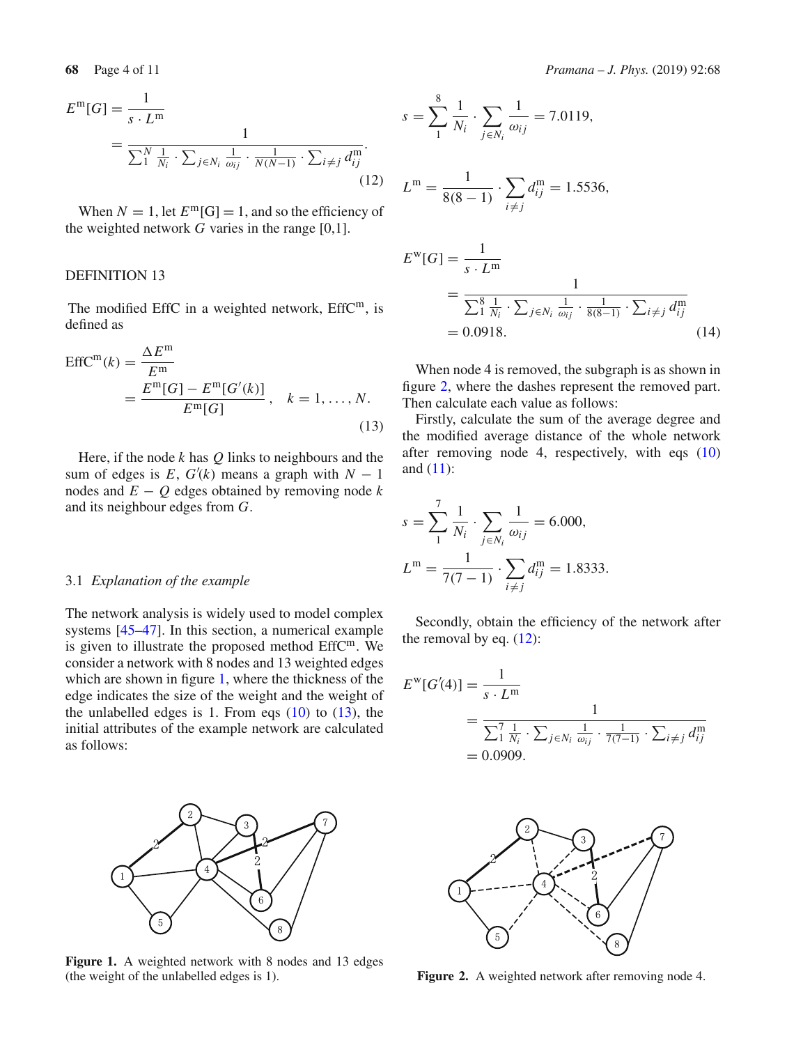$$E^{\mathrm{m}}[G] = \frac{1}{s \cdot L^{\mathrm{m}}}$$

$$= \frac{1}{\sum_1^N \frac{1}{N_i} \cdot \sum_{j \in N_i} \frac{1}{\omega_{ij}} \cdot \frac{1}{N(N-1)} \cdot \sum_{i \neq j} d_{ij}^{\mathrm{m}}}. \tag{12}$$

When $N = 1$, let $E^{\mathrm{m}}[\mathrm{G}] = 1$, and so the efficiency of the weighted network $G$ varies in the range [0,1].

DEFINITION 13

The modified EffC in a weighted network, EffC$^{\mathrm{m}}$, is defined as

$$\mathrm{EffC}^{\mathrm{m}}(k) = \frac{\Delta E^{\mathrm{m}}}{E^{\mathrm{m}}}$$

$$= \frac{E^{\mathrm{m}}[G] - E^{\mathrm{m}}[G'(k)]}{E^{\mathrm{m}}[G]}, \quad k = 1, \ldots, N. \tag{13}$$

Here, if the node $k$ has $Q$ links to neighbours and the sum of edges is $E$, $G'(k)$ means a graph with $N - 1$ nodes and $E - Q$ edges obtained by removing node $k$ and its neighbour edges from $G$.

### 3.1 *Explanation of the example*

The network analysis is widely used to model complex systems [45–47]. In this section, a numerical example is given to illustrate the proposed method EffC$^{\mathrm{m}}$. We consider a network with 8 nodes and 13 weighted edges which are shown in figure 1, where the thickness of the edge indicates the size of the weight and the weight of the unlabelled edges is 1. From eqs (10) to (13), the initial attributes of the example network are calculated as follows:

$$s = \sum_1^8 \frac{1}{N_i} \cdot \sum_{j \in N_i} \frac{1}{\omega_{ij}} = 7.0119,$$

$$L^{\mathrm{m}} = \frac{1}{8(8-1)} \cdot \sum_{i \neq j} d_{ij}^{\mathrm{m}} = 1.5536,$$

$$E^{\mathrm{w}}[G] = \frac{1}{s \cdot L^{\mathrm{m}}}$$

$$= \frac{1}{\sum_1^8 \frac{1}{N_i} \cdot \sum_{j \in N_i} \frac{1}{\omega_{ij}} \cdot \frac{1}{8(8-1)} \cdot \sum_{i \neq j} d_{ij}^{\mathrm{m}}}$$

$$= 0.0918. \tag{14}$$

When node 4 is removed, the subgraph is as shown in figure 2, where the dashes represent the removed part. Then calculate each value as follows:

Firstly, calculate the sum of the average degree and the modified average distance of the whole network after removing node 4, respectively, with eqs (10) and (11):

$$s = \sum_1^7 \frac{1}{N_i} \cdot \sum_{j \in N_i} \frac{1}{\omega_{ij}} = 6.000,$$

$$L^{\mathrm{m}} = \frac{1}{7(7-1)} \cdot \sum_{i \neq j} d_{ij}^{\mathrm{m}} = 1.8333.$$

Secondly, obtain the efficiency of the network after the removal by eq. (12):

$$E^{\mathrm{w}}[G'(4)] = \frac{1}{s \cdot L^{\mathrm{m}}}$$

$$= \frac{1}{\sum_1^7 \frac{1}{N_i} \cdot \sum_{j \in N_i} \frac{1}{\omega_{ij}} \cdot \frac{1}{7(7-1)} \cdot \sum_{i \neq j} d_{ij}^{\mathrm{m}}}$$

$$= 0.0909.$$

**Figure 1.** A weighted network with 8 nodes and 13 edges (the weight of the unlabelled edges is 1).

**Figure 2.** A weighted network after removing node 4.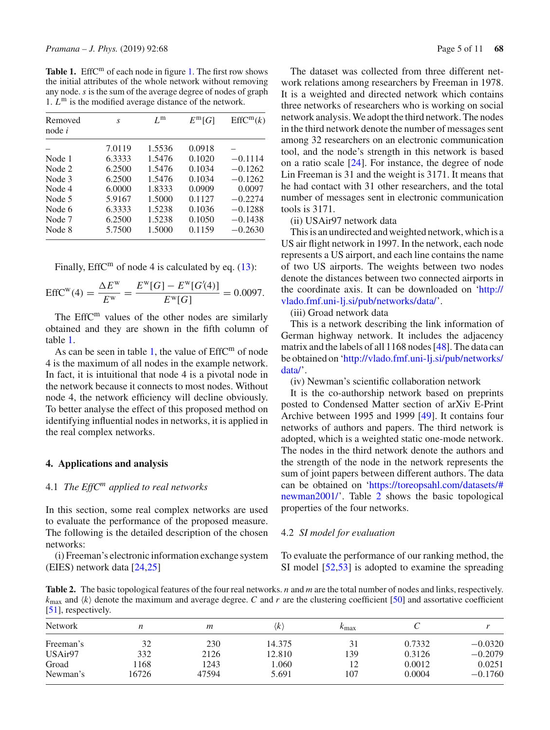**Table 1.** $\mathrm{EffC^m}$ of each node in figure 1. The first row shows the initial attributes of the whole network without removing any node. $s$ is the sum of the average degree of nodes of graph 1. $L^m$ is the modified average distance of the network.

| Removed node $i$ | $s$ | $L^m$ | $E^m[G]$ | $\mathrm{EffC^m}(k)$ |
|---|---|---|---|---|
| – | 7.0119 | 1.5536 | 0.0918 | – |
| Node 1 | 6.3333 | 1.5476 | 0.1020 | −0.1114 |
| Node 2 | 6.2500 | 1.5476 | 0.1034 | −0.1262 |
| Node 3 | 6.2500 | 1.5476 | 0.1034 | −0.1262 |
| Node 4 | 6.0000 | 1.8333 | 0.0909 | 0.0097 |
| Node 5 | 5.9167 | 1.5000 | 0.1127 | −0.2274 |
| Node 6 | 6.3333 | 1.5238 | 0.1036 | −0.1288 |
| Node 7 | 6.2500 | 1.5238 | 0.1050 | −0.1438 |
| Node 8 | 5.7500 | 1.5000 | 0.1159 | −0.2630 |

Finally, $\mathrm{EffC^m}$ of node 4 is calculated by eq. (13):

$$\mathrm{EffC^w}(4) = \frac{\Delta E^w}{E^w} = \frac{E^w[G] - E^w[G'(4)]}{E^w[G]} = 0.0097.$$

The $\mathrm{EffC^m}$ values of the other nodes are similarly obtained and they are shown in the fifth column of table 1.

As can be seen in table 1, the value of $\mathrm{EffC^m}$ of node 4 is the maximum of all nodes in the example network. In fact, it is intuitional that node 4 is a pivotal node in the network because it connects to most nodes. Without node 4, the network efficiency will decline obviously. To better analyse the effect of this proposed method on identifying influential nodes in networks, it is applied in the real complex networks.

## 4. Applications and analysis

### 4.1 *The $EffC^m$ applied to real networks*

In this section, some real complex networks are used to evaluate the performance of the proposed measure. The following is the detailed description of the chosen networks:

(i) Freeman's electronic information exchange system (EIES) network data [24,25]

The dataset was collected from three different network relations among researchers by Freeman in 1978. It is a weighted and directed network which contains three networks of researchers who is working on social network analysis. We adopt the third network. The nodes in the third network denote the number of messages sent among 32 researchers on an electronic communication tool, and the node's strength in this network is based on a ratio scale [24]. For instance, the degree of node Lin Freeman is 31 and the weight is 3171. It means that he had contact with 31 other researchers, and the total number of messages sent in electronic communication tools is 3171.

(ii) USAir97 network data

This is an undirected and weighted network, which is a US air flight network in 1997. In the network, each node represents a US airport, and each line contains the name of two US airports. The weights between two nodes denote the distances between two connected airports in the coordinate axis. It can be downloaded on 'http://vlado.fmf.uni-lj.si/pub/networks/data/'.

(iii) Groad network data

This is a network describing the link information of German highway network. It includes the adjacency matrix and the labels of all 1168 nodes [48]. The data can be obtained on 'http://vlado.fmf.uni-lj.si/pub/networks/data/'.

(iv) Newman's scientific collaboration network

It is the co-authorship network based on preprints posted to Condensed Matter section of arXiv E-Print Archive between 1995 and 1999 [49]. It contains four networks of authors and papers. The third network is adopted, which is a weighted static one-mode network. The nodes in the third network denote the authors and the strength of the node in the network represents the sum of joint papers between different authors. The data can be obtained on 'https://toreopsahl.com/datasets/#newman2001/'. Table 2 shows the basic topological properties of the four networks.

### 4.2 *SI model for evaluation*

To evaluate the performance of our ranking method, the SI model [52,53] is adopted to examine the spreading

**Table 2.** The basic topological features of the four real networks. $n$ and $m$ are the total number of nodes and links, respectively. $k_{max}$ and $\langle k \rangle$ denote the maximum and average degree. $C$ and $r$ are the clustering coefficient [50] and assortative coefficient [51], respectively.

| Network | $n$ | $m$ | $\langle k \rangle$ | $k_{max}$ | $C$ | $r$ |
|---|---|---|---|---|---|---|
| Freeman's | 32 | 230 | 14.375 | 31 | 0.7332 | −0.0320 |
| USAir97 | 332 | 2126 | 12.810 | 139 | 0.3126 | −0.2079 |
| Groad | 1168 | 1243 | 1.060 | 12 | 0.0012 | 0.0251 |
| Newman's | 16726 | 47594 | 5.691 | 107 | 0.0004 | −0.1760 |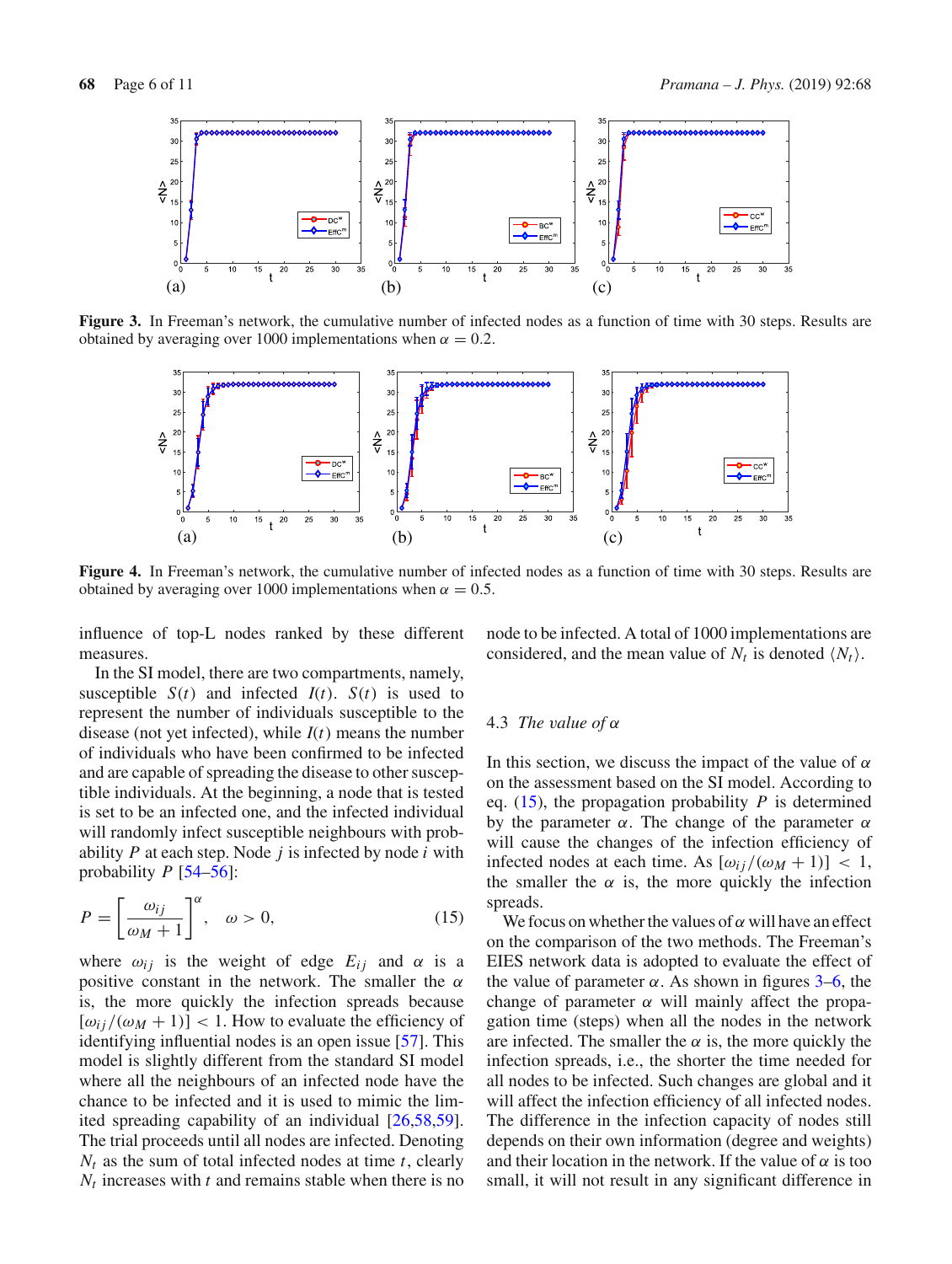**Figure 3.** In Freeman's network, the cumulative number of infected nodes as a function of time with 30 steps. Results are obtained by averaging over 1000 implementations when $\alpha = 0.2$.

**Figure 4.** In Freeman's network, the cumulative number of infected nodes as a function of time with 30 steps. Results are obtained by averaging over 1000 implementations when $\alpha = 0.5$.

influence of top-L nodes ranked by these different measures.

In the SI model, there are two compartments, namely, susceptible $S(t)$ and infected $I(t)$. $S(t)$ is used to represent the number of individuals susceptible to the disease (not yet infected), while $I(t)$ means the number of individuals who have been confirmed to be infected and are capable of spreading the disease to other susceptible individuals. At the beginning, a node that is tested is set to be an infected one, and the infected individual will randomly infect susceptible neighbours with probability $P$ at each step. Node $j$ is infected by node $i$ with probability $P$ [54–56]:

$$P = \left[\frac{\omega_{ij}}{\omega_M + 1}\right]^{\alpha}, \quad \omega > 0, \tag{15}$$

where $\omega_{ij}$ is the weight of edge $E_{ij}$ and $\alpha$ is a positive constant in the network. The smaller the $\alpha$ is, the more quickly the infection spreads because $[\omega_{ij}/(\omega_M + 1)] < 1$. How to evaluate the efficiency of identifying influential nodes is an open issue [57]. This model is slightly different from the standard SI model where all the neighbours of an infected node have the chance to be infected and it is used to mimic the limited spreading capability of an individual [26,58,59]. The trial proceeds until all nodes are infected. Denoting $N_t$ as the sum of total infected nodes at time $t$, clearly $N_t$ increases with $t$ and remains stable when there is no node to be infected. A total of 1000 implementations are considered, and the mean value of $N_t$ is denoted $\langle N_t \rangle$.

### 4.3 *The value of* $\alpha$

In this section, we discuss the impact of the value of $\alpha$ on the assessment based on the SI model. According to eq. (15), the propagation probability $P$ is determined by the parameter $\alpha$. The change of the parameter $\alpha$ will cause the changes of the infection efficiency of infected nodes at each time. As $[\omega_{ij}/(\omega_M + 1)] < 1$, the smaller the $\alpha$ is, the more quickly the infection spreads.

We focus on whether the values of $\alpha$ will have an effect on the comparison of the two methods. The Freeman's EIES network data is adopted to evaluate the effect of the value of parameter $\alpha$. As shown in figures 3–6, the change of parameter $\alpha$ will mainly affect the propagation time (steps) when all the nodes in the network are infected. The smaller the $\alpha$ is, the more quickly the infection spreads, i.e., the shorter the time needed for all nodes to be infected. Such changes are global and it will affect the infection efficiency of all infected nodes. The difference in the infection capacity of nodes still depends on their own information (degree and weights) and their location in the network. If the value of $\alpha$ is too small, it will not result in any significant difference in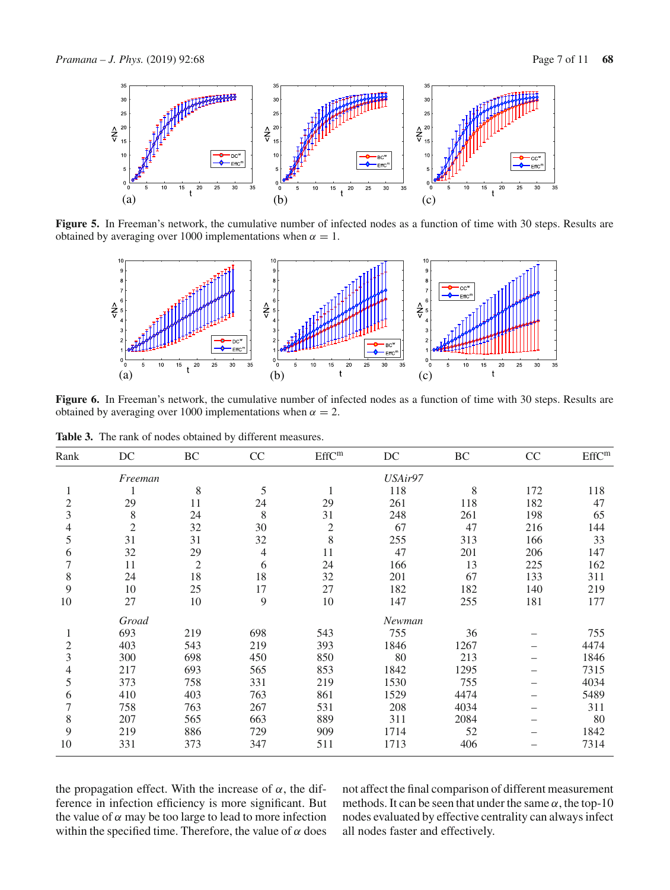**Figure 5.** In Freeman's network, the cumulative number of infected nodes as a function of time with 30 steps. Results are obtained by averaging over 1000 implementations when $\alpha = 1$.

**Figure 6.** In Freeman's network, the cumulative number of infected nodes as a function of time with 30 steps. Results are obtained by averaging over 1000 implementations when $\alpha = 2$.

**Table 3.** The rank of nodes obtained by different measures.

| Rank | DC | BC | CC | EffC$^{m}$ | DC | BC | CC | EffC$^{m}$ |
|---|---|---|---|---|---|---|---|---|
| | *Freeman* | | | | *USAir97* | | | |
| 1 | 1 | 8 | 5 | 1 | 118 | 8 | 172 | 118 |
| 2 | 29 | 11 | 24 | 29 | 261 | 118 | 182 | 47 |
| 3 | 8 | 24 | 8 | 31 | 248 | 261 | 198 | 65 |
| 4 | 2 | 32 | 30 | 2 | 67 | 47 | 216 | 144 |
| 5 | 31 | 31 | 32 | 8 | 255 | 313 | 166 | 33 |
| 6 | 32 | 29 | 4 | 11 | 47 | 201 | 206 | 147 |
| 7 | 11 | 2 | 6 | 24 | 166 | 13 | 225 | 162 |
| 8 | 24 | 18 | 18 | 32 | 201 | 67 | 133 | 311 |
| 9 | 10 | 25 | 17 | 27 | 182 | 182 | 140 | 219 |
| 10 | 27 | 10 | 9 | 10 | 147 | 255 | 181 | 177 |
| | *Groad* | | | | *Newman* | | | |
| 1 | 693 | 219 | 698 | 543 | 755 | 36 | – | 755 |
| 2 | 403 | 543 | 219 | 393 | 1846 | 1267 | – | 4474 |
| 3 | 300 | 698 | 450 | 850 | 80 | 213 | – | 1846 |
| 4 | 217 | 693 | 565 | 853 | 1842 | 1295 | – | 7315 |
| 5 | 373 | 758 | 331 | 219 | 1530 | 755 | – | 4034 |
| 6 | 410 | 403 | 763 | 861 | 1529 | 4474 | – | 5489 |
| 7 | 758 | 763 | 267 | 531 | 208 | 4034 | – | 311 |
| 8 | 207 | 565 | 663 | 889 | 311 | 2084 | – | 80 |
| 9 | 219 | 886 | 729 | 909 | 1714 | 52 | – | 1842 |
| 10 | 331 | 373 | 347 | 511 | 1713 | 406 | – | 7314 |

the propagation effect. With the increase of $\alpha$, the difference in infection efficiency is more significant. But the value of $\alpha$ may be too large to lead to more infection within the specified time. Therefore, the value of $\alpha$ does not affect the final comparison of different measurement methods. It can be seen that under the same $\alpha$, the top-10 nodes evaluated by effective centrality can always infect all nodes faster and effectively.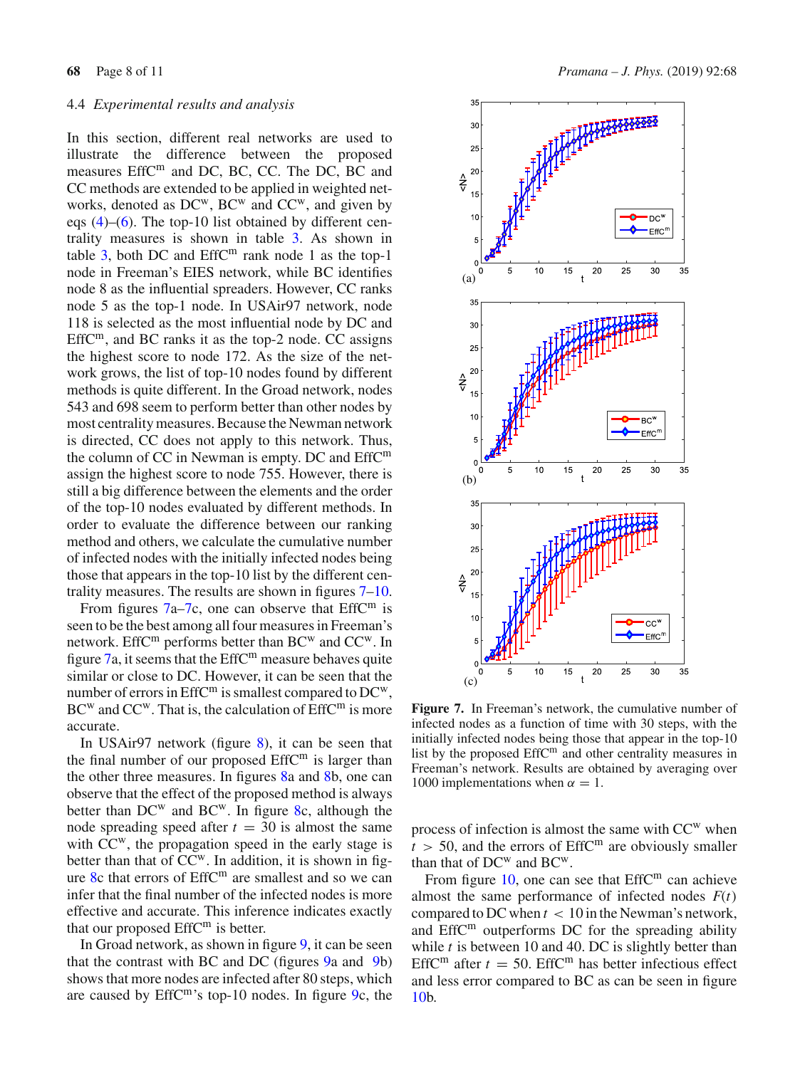### 4.4 *Experimental results and analysis*

In this section, different real networks are used to illustrate the difference between the proposed measures $\mathrm{EffC}^{\mathrm{m}}$ and DC, BC, CC. The DC, BC and CC methods are extended to be applied in weighted networks, denoted as $\mathrm{DC}^{\mathrm{w}}$, $\mathrm{BC}^{\mathrm{w}}$ and $\mathrm{CC}^{\mathrm{w}}$, and given by eqs (4)–(6). The top-10 list obtained by different centrality measures is shown in table 3. As shown in table 3, both DC and $\mathrm{EffC}^{\mathrm{m}}$ rank node 1 as the top-1 node in Freeman's EIES network, while BC identifies node 8 as the influential spreaders. However, CC ranks node 5 as the top-1 node. In USAir97 network, node 118 is selected as the most influential node by DC and $\mathrm{EffC}^{\mathrm{m}}$, and BC ranks it as the top-2 node. CC assigns the highest score to node 172. As the size of the network grows, the list of top-10 nodes found by different methods is quite different. In the Groad network, nodes 543 and 698 seem to perform better than other nodes by most centrality measures. Because the Newman network is directed, CC does not apply to this network. Thus, the column of CC in Newman is empty. DC and $\mathrm{EffC}^{\mathrm{m}}$ assign the highest score to node 755. However, there is still a big difference between the elements and the order of the top-10 nodes evaluated by different methods. In order to evaluate the difference between our ranking method and others, we calculate the cumulative number of infected nodes with the initially infected nodes being those that appears in the top-10 list by the different centrality measures. The results are shown in figures 7–10.

From figures 7a–7c, one can observe that $\mathrm{EffC}^{\mathrm{m}}$ is seen to be the best among all four measures in Freeman's network. $\mathrm{EffC}^{\mathrm{m}}$ performs better than $\mathrm{BC}^{\mathrm{w}}$ and $\mathrm{CC}^{\mathrm{w}}$. In figure 7a, it seems that the $\mathrm{EffC}^{\mathrm{m}}$ measure behaves quite similar or close to DC. However, it can be seen that the number of errors in $\mathrm{EffC}^{\mathrm{m}}$ is smallest compared to $\mathrm{DC}^{\mathrm{w}}$, $\mathrm{BC}^{\mathrm{w}}$ and $\mathrm{CC}^{\mathrm{w}}$. That is, the calculation of $\mathrm{EffC}^{\mathrm{m}}$ is more accurate.

In USAir97 network (figure 8), it can be seen that the final number of our proposed $\mathrm{EffC}^{\mathrm{m}}$ is larger than the other three measures. In figures 8a and 8b, one can observe that the effect of the proposed method is always better than $\mathrm{DC}^{\mathrm{w}}$ and $\mathrm{BC}^{\mathrm{w}}$. In figure 8c, although the node spreading speed after $t = 30$ is almost the same with $\mathrm{CC}^{\mathrm{w}}$, the propagation speed in the early stage is better than that of $\mathrm{CC}^{\mathrm{w}}$. In addition, it is shown in figure 8c that errors of $\mathrm{EffC}^{\mathrm{m}}$ are smallest and so we can infer that the final number of the infected nodes is more effective and accurate. This inference indicates exactly that our proposed $\mathrm{EffC}^{\mathrm{m}}$ is better.

In Groad network, as shown in figure 9, it can be seen that the contrast with BC and DC (figures 9a and 9b) shows that more nodes are infected after 80 steps, which are caused by $\mathrm{EffC}^{\mathrm{m}}$'s top-10 nodes. In figure 9c, the process of infection is almost the same with $\mathrm{CC}^{\mathrm{w}}$ when $t > 50$, and the errors of $\mathrm{EffC}^{\mathrm{m}}$ are obviously smaller than that of $\mathrm{DC}^{\mathrm{w}}$ and $\mathrm{BC}^{\mathrm{w}}$.

From figure 10, one can see that $\mathrm{EffC}^{\mathrm{m}}$ can achieve almost the same performance of infected nodes $F(t)$ compared to DC when $t < 10$ in the Newman's network, and $\mathrm{EffC}^{\mathrm{m}}$ outperforms DC for the spreading ability while $t$ is between 10 and 40. DC is slightly better than $\mathrm{EffC}^{\mathrm{m}}$ after $t = 50$. $\mathrm{EffC}^{\mathrm{m}}$ has better infectious effect and less error compared to BC as can be seen in figure 10b.

**Figure 7.** In Freeman's network, the cumulative number of infected nodes as a function of time with 30 steps, with the initially infected nodes being those that appear in the top-10 list by the proposed $\mathrm{EffC}^{\mathrm{m}}$ and other centrality measures in Freeman's network. Results are obtained by averaging over 1000 implementations when $\alpha = 1$.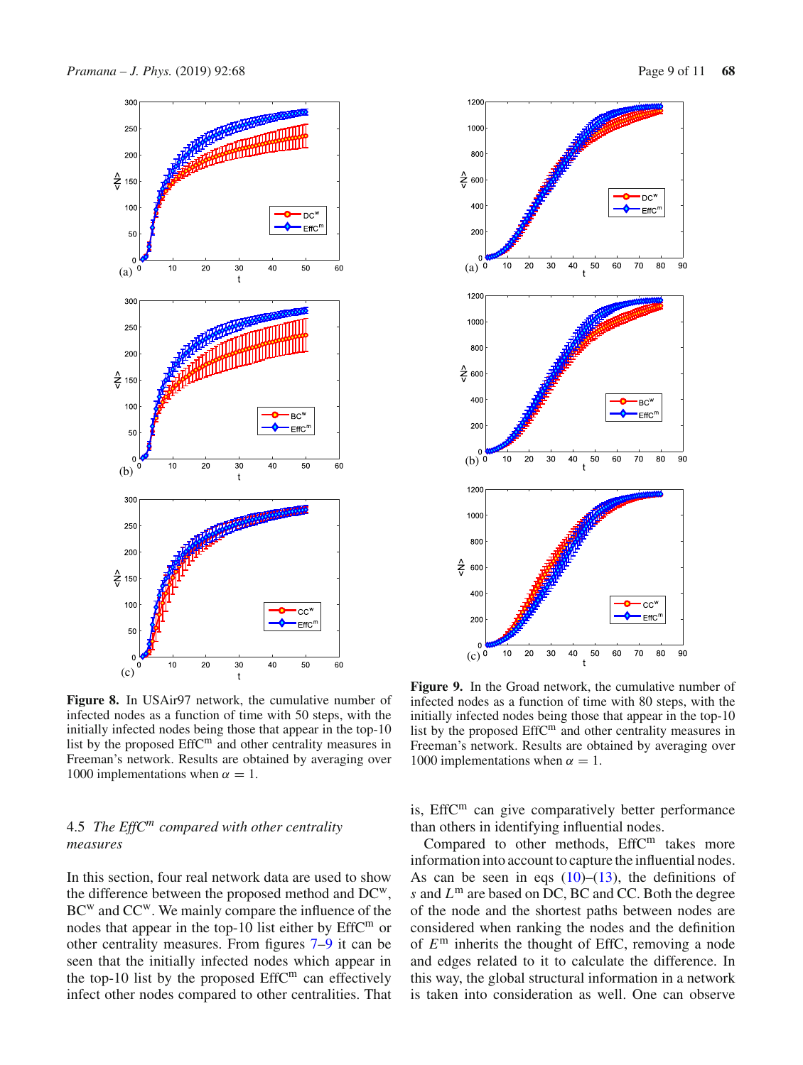**Figure 8.** In USAir97 network, the cumulative number of infected nodes as a function of time with 50 steps, with the initially infected nodes being those that appear in the top-10 list by the proposed EffC$^{\mathrm{m}}$ and other centrality measures in Freeman's network. Results are obtained by averaging over 1000 implementations when $\alpha = 1$.

**Figure 9.** In the Groad network, the cumulative number of infected nodes as a function of time with 80 steps, with the initially infected nodes being those that appear in the top-10 list by the proposed EffC$^{\mathrm{m}}$ and other centrality measures in Freeman's network. Results are obtained by averaging over 1000 implementations when $\alpha = 1$.

### 4.5 *The EffC$^{m}$ compared with other centrality measures*

In this section, four real network data are used to show the difference between the proposed method and DC$^{\mathrm{w}}$, BC$^{\mathrm{w}}$ and CC$^{\mathrm{w}}$. We mainly compare the influence of the nodes that appear in the top-10 list either by EffC$^{\mathrm{m}}$ or other centrality measures. From figures 7–9 it can be seen that the initially infected nodes which appear in the top-10 list by the proposed EffC$^{\mathrm{m}}$ can effectively infect other nodes compared to other centralities. That is, EffC$^{\mathrm{m}}$ can give comparatively better performance than others in identifying influential nodes.

Compared to other methods, EffC$^{\mathrm{m}}$ takes more information into account to capture the influential nodes. As can be seen in eqs (10)–(13), the definitions of $s$ and $L^{\mathrm{m}}$ are based on DC, BC and CC. Both the degree of the node and the shortest paths between nodes are considered when ranking the nodes and the definition of $E^{\mathrm{m}}$ inherits the thought of EffC, removing a node and edges related to it to calculate the difference. In this way, the global structural information in a network is taken into consideration as well. One can observe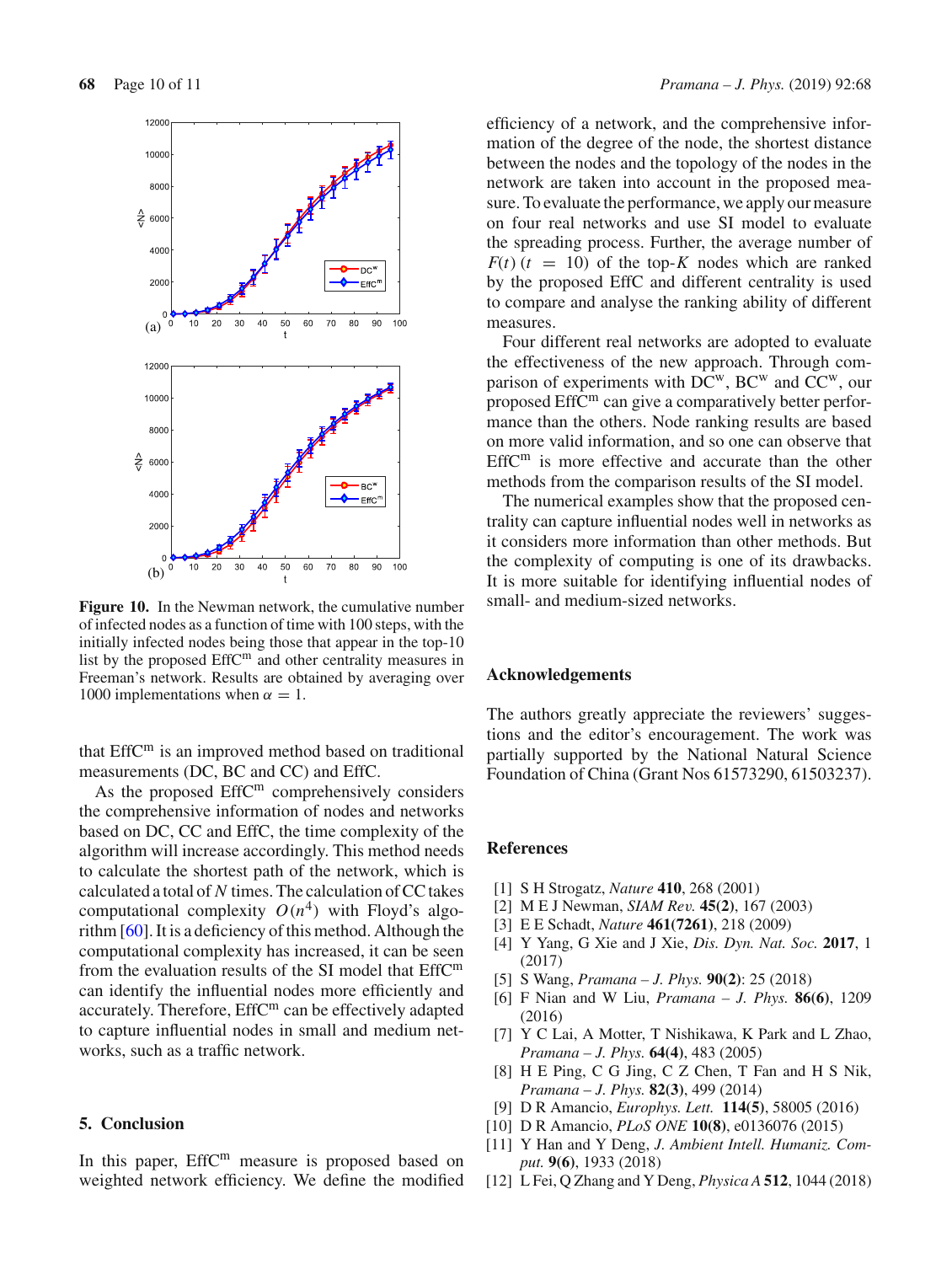Figure 10. In the Newman network, the cumulative number of infected nodes as a function of time with 100 steps, with the initially infected nodes being those that appear in the top-10 list by the proposed EffC$^m$ and other centrality measures in Freeman's network. Results are obtained by averaging over 1000 implementations when $\alpha = 1$.

that EffC$^m$ is an improved method based on traditional measurements (DC, BC and CC) and EffC.

As the proposed EffC$^m$ comprehensively considers the comprehensive information of nodes and networks based on DC, CC and EffC, the time complexity of the algorithm will increase accordingly. This method needs to calculate the shortest path of the network, which is calculated a total of $N$ times. The calculation of CC takes computational complexity $O(n^4)$ with Floyd's algorithm [60]. It is a deficiency of this method. Although the computational complexity has increased, it can be seen from the evaluation results of the SI model that EffC$^m$ can identify the influential nodes more efficiently and accurately. Therefore, EffC$^m$ can be effectively adapted to capture influential nodes in small and medium networks, such as a traffic network.

## 5. Conclusion

In this paper, EffC$^m$ measure is proposed based on weighted network efficiency. We define the modified efficiency of a network, and the comprehensive information of the degree of the node, the shortest distance between the nodes and the topology of the nodes in the network are taken into account in the proposed measure. To evaluate the performance, we apply our measure on four real networks and use SI model to evaluate the spreading process. Further, the average number of $F(t)$ $(t = 10)$ of the top-$K$ nodes which are ranked by the proposed EffC and different centrality is used to compare and analyse the ranking ability of different measures.

Four different real networks are adopted to evaluate the effectiveness of the new approach. Through comparison of experiments with DC$^w$, BC$^w$ and CC$^w$, our proposed EffC$^m$ can give a comparatively better performance than the others. Node ranking results are based on more valid information, and so one can observe that EffC$^m$ is more effective and accurate than the other methods from the comparison results of the SI model.

The numerical examples show that the proposed centrality can capture influential nodes well in networks as it considers more information than other methods. But the complexity of computing is one of its drawbacks. It is more suitable for identifying influential nodes of small- and medium-sized networks.

## Acknowledgements

The authors greatly appreciate the reviewers' suggestions and the editor's encouragement. The work was partially supported by the National Natural Science Foundation of China (Grant Nos 61573290, 61503237).

## References

[1] S H Strogatz, *Nature* **410**, 268 (2001)
[2] M E J Newman, *SIAM Rev.* **45(2)**, 167 (2003)
[3] E E Schadt, *Nature* **461(7261)**, 218 (2009)
[4] Y Yang, G Xie and J Xie, *Dis. Dyn. Nat. Soc.* **2017**, 1 (2017)
[5] S Wang, *Pramana – J. Phys.* **90(2)**: 25 (2018)
[6] F Nian and W Liu, *Pramana – J. Phys.* **86(6)**, 1209 (2016)
[7] Y C Lai, A Motter, T Nishikawa, K Park and L Zhao, *Pramana – J. Phys.* **64(4)**, 483 (2005)
[8] H E Ping, C G Jing, C Z Chen, T Fan and H S Nik, *Pramana – J. Phys.* **82(3)**, 499 (2014)
[9] D R Amancio, *Europhys. Lett.* **114(5)**, 58005 (2016)
[10] D R Amancio, *PLoS ONE* **10(8)**, e0136076 (2015)
[11] Y Han and Y Deng, *J. Ambient Intell. Humaniz. Comput.* **9(6)**, 1933 (2018)
[12] L Fei, Q Zhang and Y Deng, *Physica A* **512**, 1044 (2018)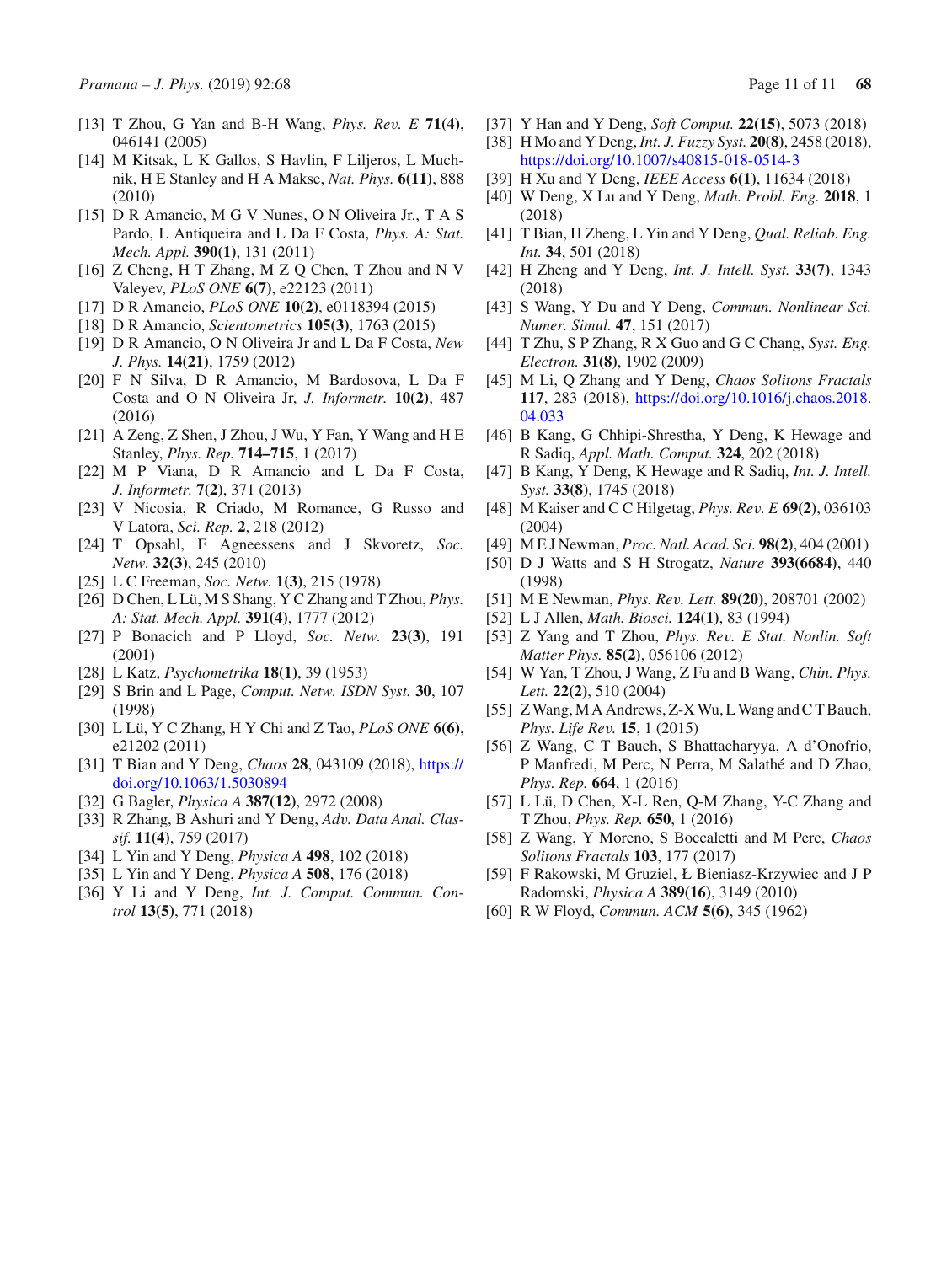[13] T Zhou, G Yan and B-H Wang, *Phys. Rev. E* **71(4)**, 046141 (2005)

[14] M Kitsak, L K Gallos, S Havlin, F Liljeros, L Muchnik, H E Stanley and H A Makse, *Nat. Phys.* **6(11)**, 888 (2010)

[15] D R Amancio, M G V Nunes, O N Oliveira Jr., T A S Pardo, L Antiqueira and L Da F Costa, *Phys. A: Stat. Mech. Appl.* **390(1)**, 131 (2011)

[16] Z Cheng, H T Zhang, M Z Q Chen, T Zhou and N V Valeyev, *PLoS ONE* **6(7)**, e22123 (2011)

[17] D R Amancio, *PLoS ONE* **10(2)**, e0118394 (2015)

[18] D R Amancio, *Scientometrics* **105(3)**, 1763 (2015)

[19] D R Amancio, O N Oliveira Jr and L Da F Costa, *New J. Phys.* **14(21)**, 1759 (2012)

[20] F N Silva, D R Amancio, M Bardosova, L Da F Costa and O N Oliveira Jr, *J. Informetr.* **10(2)**, 487 (2016)

[21] A Zeng, Z Shen, J Zhou, J Wu, Y Fan, Y Wang and H E Stanley, *Phys. Rep.* **714–715**, 1 (2017)

[22] M P Viana, D R Amancio and L Da F Costa, *J. Informetr.* **7(2)**, 371 (2013)

[23] V Nicosia, R Criado, M Romance, G Russo and V Latora, *Sci. Rep.* **2**, 218 (2012)

[24] T Opsahl, F Agneessens and J Skvoretz, *Soc. Netw.* **32(3)**, 245 (2010)

[25] L C Freeman, *Soc. Netw.* **1(3)**, 215 (1978)

[26] D Chen, L Lü, M S Shang, Y C Zhang and T Zhou, *Phys. A: Stat. Mech. Appl.* **391(4)**, 1777 (2012)

[27] P Bonacich and P Lloyd, *Soc. Netw.* **23(3)**, 191 (2001)

[28] L Katz, *Psychometrika* **18(1)**, 39 (1953)

[29] S Brin and L Page, *Comput. Netw. ISDN Syst.* **30**, 107 (1998)

[30] L Lü, Y C Zhang, H Y Chi and Z Tao, *PLoS ONE* **6(6)**, e21202 (2011)

[31] T Bian and Y Deng, *Chaos* **28**, 043109 (2018), https://doi.org/10.1063/1.5030894

[32] G Bagler, *Physica A* **387(12)**, 2972 (2008)

[33] R Zhang, B Ashuri and Y Deng, *Adv. Data Anal. Classif.* **11(4)**, 759 (2017)

[34] L Yin and Y Deng, *Physica A* **498**, 102 (2018)

[35] L Yin and Y Deng, *Physica A* **508**, 176 (2018)

[36] Y Li and Y Deng, *Int. J. Comput. Commun. Control* **13(5)**, 771 (2018)

[37] Y Han and Y Deng, *Soft Comput.* **22(15)**, 5073 (2018)

[38] H Mo and Y Deng, *Int. J. Fuzzy Syst.* **20(8)**, 2458 (2018), https://doi.org/10.1007/s40815-018-0514-3

[39] H Xu and Y Deng, *IEEE Access* **6(1)**, 11634 (2018)

[40] W Deng, X Lu and Y Deng, *Math. Probl. Eng.* **2018**, 1 (2018)

[41] T Bian, H Zheng, L Yin and Y Deng, *Qual. Reliab. Eng. Int.* **34**, 501 (2018)

[42] H Zheng and Y Deng, *Int. J. Intell. Syst.* **33(7)**, 1343 (2018)

[43] S Wang, Y Du and Y Deng, *Commun. Nonlinear Sci. Numer. Simul.* **47**, 151 (2017)

[44] T Zhu, S P Zhang, R X Guo and G C Chang, *Syst. Eng. Electron.* **31(8)**, 1902 (2009)

[45] M Li, Q Zhang and Y Deng, *Chaos Solitons Fractals* **117**, 283 (2018), https://doi.org/10.1016/j.chaos.2018.04.033

[46] B Kang, G Chhipi-Shrestha, Y Deng, K Hewage and R Sadiq, *Appl. Math. Comput.* **324**, 202 (2018)

[47] B Kang, Y Deng, K Hewage and R Sadiq, *Int. J. Intell. Syst.* **33(8)**, 1745 (2018)

[48] M Kaiser and C C Hilgetag, *Phys. Rev. E* **69(2)**, 036103 (2004)

[49] M E J Newman, *Proc. Natl. Acad. Sci.* **98(2)**, 404 (2001)

[50] D J Watts and S H Strogatz, *Nature* **393(6684)**, 440 (1998)

[51] M E Newman, *Phys. Rev. Lett.* **89(20)**, 208701 (2002)

[52] L J Allen, *Math. Biosci.* **124(1)**, 83 (1994)

[53] Z Yang and T Zhou, *Phys. Rev. E Stat. Nonlin. Soft Matter Phys.* **85(2)**, 056106 (2012)

[54] W Yan, T Zhou, J Wang, Z Fu and B Wang, *Chin. Phys. Lett.* **22(2)**, 510 (2004)

[55] Z Wang, M A Andrews, Z-X Wu, L Wang and C T Bauch, *Phys. Life Rev.* **15**, 1 (2015)

[56] Z Wang, C T Bauch, S Bhattacharyya, A d'Onofrio, P Manfredi, M Perc, N Perra, M Salathé and D Zhao, *Phys. Rep.* **664**, 1 (2016)

[57] L Lü, D Chen, X-L Ren, Q-M Zhang, Y-C Zhang and T Zhou, *Phys. Rep.* **650**, 1 (2016)

[58] Z Wang, Y Moreno, S Boccaletti and M Perc, *Chaos Solitons Fractals* **103**, 177 (2017)

[59] F Rakowski, M Gruziel, Ł Bieniasz-Krzywiec and J P Radomski, *Physica A* **389(16)**, 3149 (2010)

[60] R W Floyd, *Commun. ACM* **5(6)**, 345 (1962)